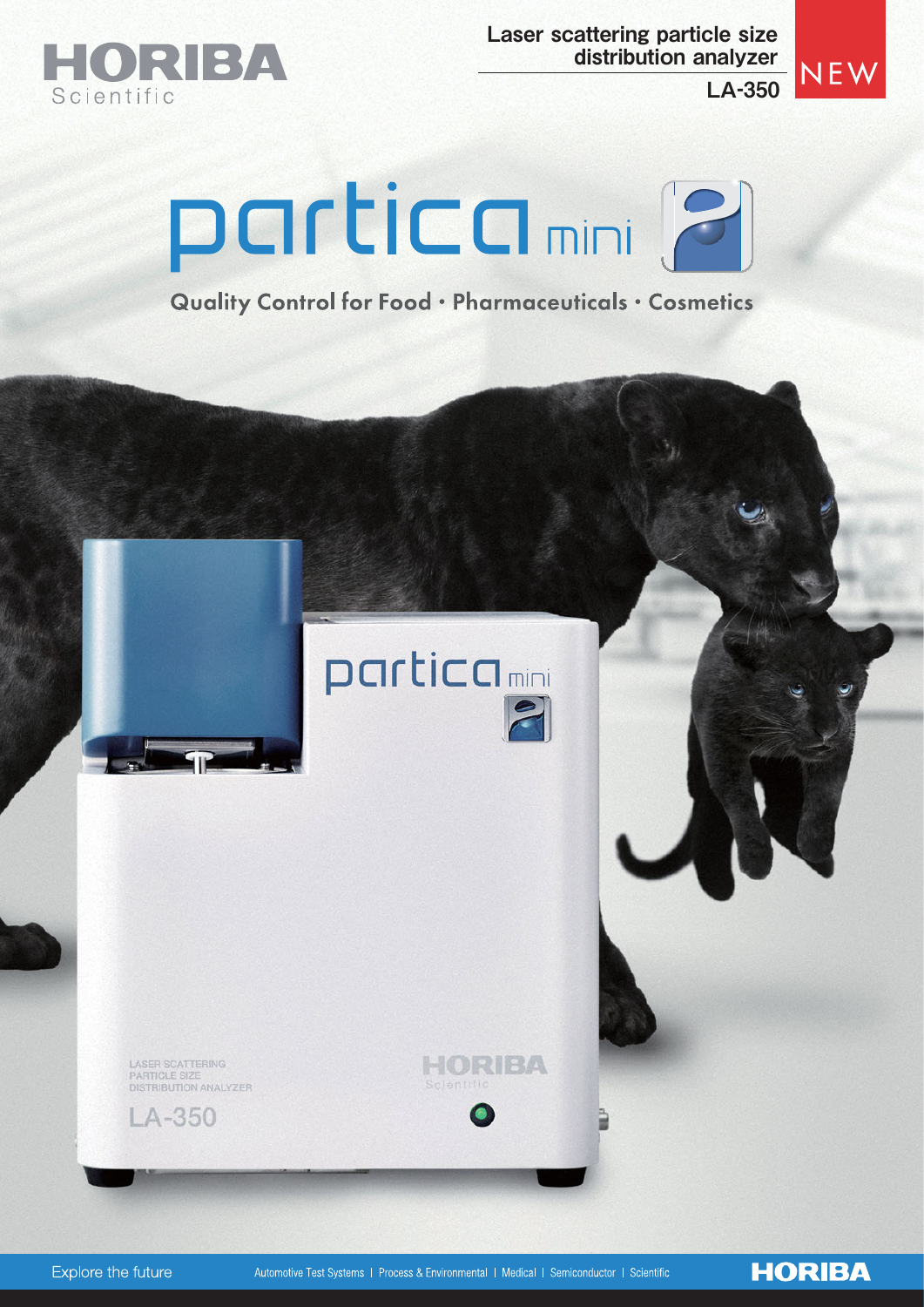HORIBA Scientific

Laser scattering particle size distribution analyzer

LA-350

NEW

# partica mini

## Quality Control for Food・Pharmaceuticals・Cosmetics

Explore the future

Automotive Test Systems | Process & Environmental | Medical | Semiconductor | Scientific

HORIBA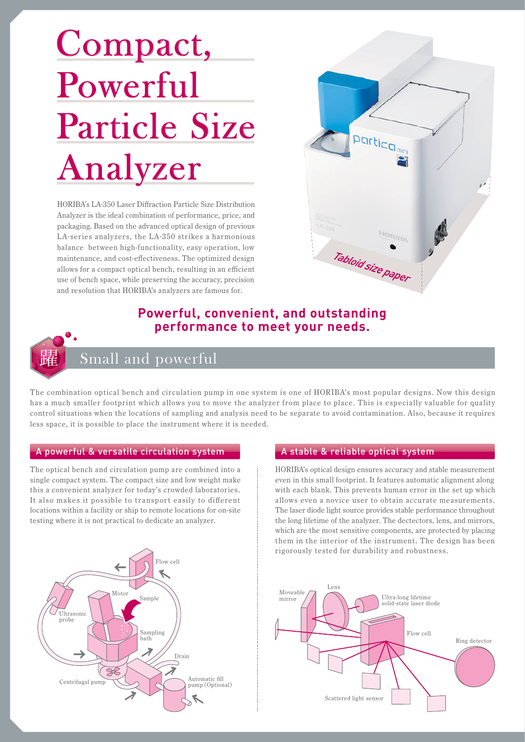# Compact, Powerful Particle Size Analyzer

HORIBA's LA-350 Laser Diffraction Particle Size Distribution Analyzer is the ideal combination of performance, price, and packaging. Based on the advanced optical design of previous LA-series analyzers, the LA-350 strikes a harmonious balance between high-functionality, easy operation, low maintenance, and cost-effectiveness. The optimized design allows for a compact optical bench, resulting in an efficient use of bench space, while preserving the accuracy, precision and resolution that HORIBA's analyzers are famous for.

Tabloid size paper

**Powerful, convenient, and outstanding performance to meet your needs.**

## 躍 Small and powerful

The combination optical bench and circulation pump in one system is one of HORIBA's most popular designs. Now this design has a much smaller footprint which allows you to move the analyzer from place to place. This is especially valuable for quality control situations when the locations of sampling and analysis need to be separate to avoid contamination. Also, because it requires less space, it is possible to place the instrument where it is needed.

### A powerful & versatile circulation system

The optical bench and circulation pump are combined into a single compact system. The compact size and low weight make this a convenient analyzer for today's crowded laboratories. It also makes it possible to transport easily to different locations within a facility or ship to remote locations for on-site testing where it is not practical to dedicate an analyzer.

Flow cell, Motor, Sample, Ultrasonic probe, Sampling bath, Drain, Centrifugal pump, Automatic fill pump (Optional)

### A stable & reliable optical system

HORIBA's optical design ensures accuracy and stable measurement even in this small footprint. It features automatic alignment along with each blank. This prevents human error in the set up which allows even a novice user to obtain accurate measurements. The laser diode light source provides stable performance throughout the long lifetime of the analyzer. The dectectors, lens, and mirrors, which are the most sensitive components, are protected by placing them in the interior of the instrument. The design has been rigorously tested for durability and robustness.

Moveable mirror, Lens, Ultra-long lifetime solid-state laser diode, Flow cell, Ring detector, Scattered light sensor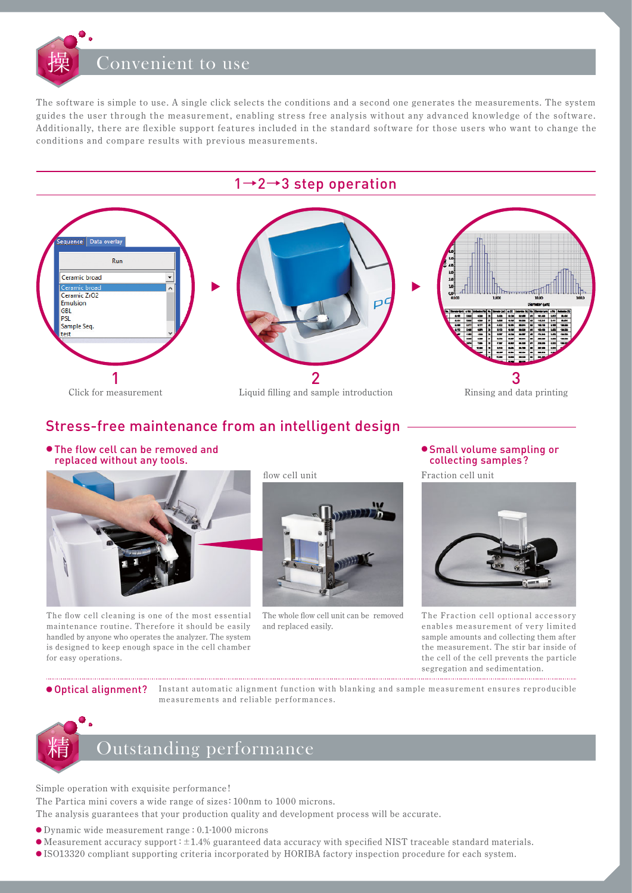## 操 Convenient to use

The software is simple to use. A single click selects the conditions and a second one generates the measurements. The system guides the user through the measurement, enabling stress free analysis without any advanced knowledge of the software. Additionally, there are flexible support features included in the standard software for those users who want to change the conditions and compare results with previous measurements.

### 1→2→3 step operation

1 Click for measurement

2 Liquid filling and sample introduction

3 Rinsing and data printing

### Stress-free maintenance from an intelligent design

● **The flow cell can be removed and replaced without any tools.**

The flow cell cleaning is one of the most essential maintenance routine. Therefore it should be easily handled by anyone who operates the analyzer. The system is designed to keep enough space in the cell chamber for easy operations.

flow cell unit

The whole flow cell unit can be removed and replaced easily.

● **Small volume sampling or collecting samples?**

Fraction cell unit

The Fraction cell optional accessory enables measurement of very limited sample amounts and collecting them after the measurement. The stir bar inside of the cell of the cell prevents the particle segregation and sedimentation.

● **Optical alignment?** Instant automatic alignment function with blanking and sample measurement ensures reproducible measurements and reliable performances.

## 精 Outstanding performance

Simple operation with exquisite performance!
The Partica mini covers a wide range of sizes: 100nm to 1000 microns.
The analysis guarantees that your production quality and development process will be accurate.

- Dynamic wide measurement range : 0.1-1000 microns
- Measurement accuracy support : ±1.4% guaranteed data accuracy with specified NIST traceable standard materials.
- ISO13320 compliant supporting criteria incorporated by HORIBA factory inspection procedure for each system.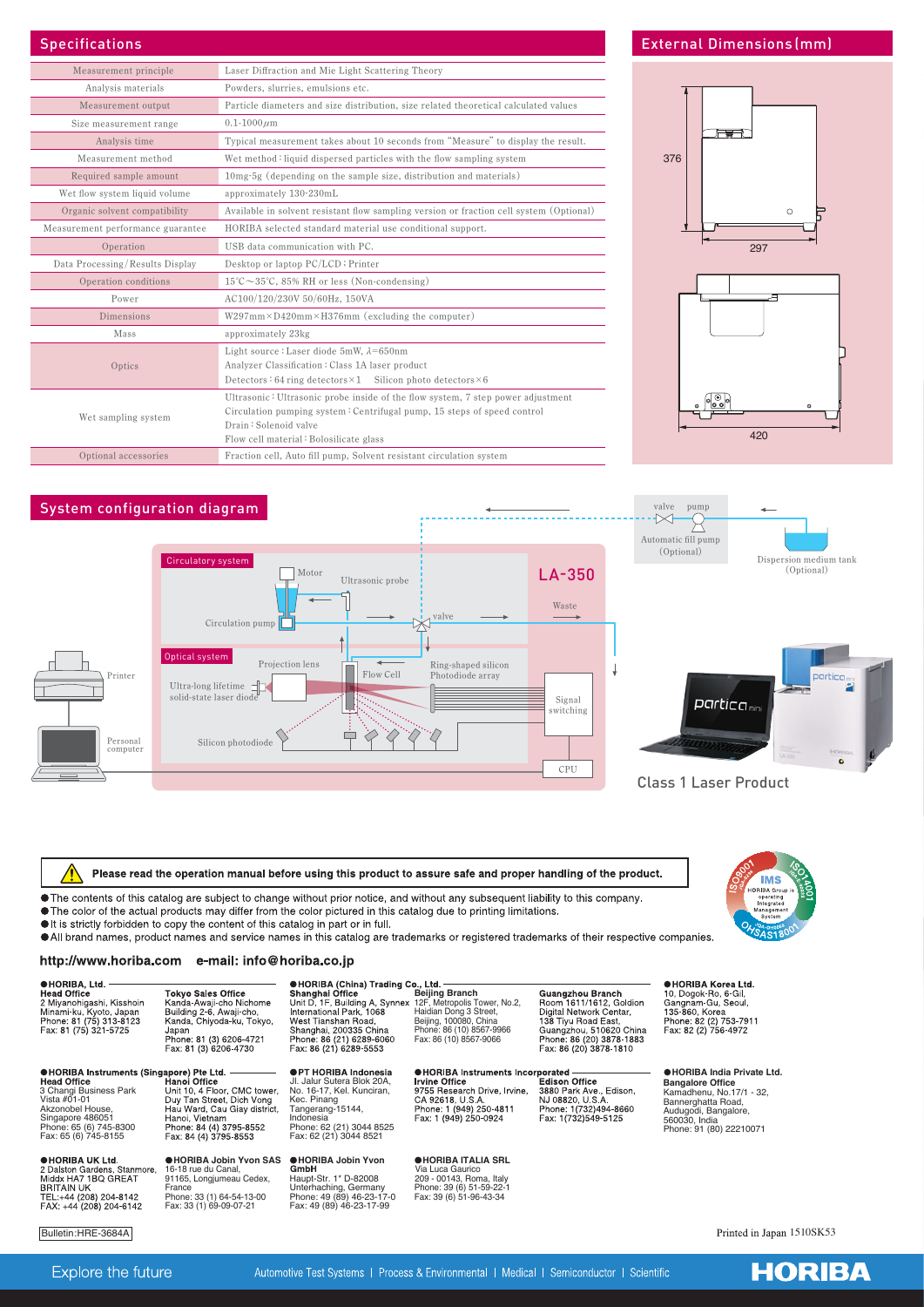## Specifications

| | |
|---|---|
| Measurement principle | Laser Diffraction and Mie Light Scattering Theory |
| Analysis materials | Powders, slurries, emulsions etc. |
| Measurement output | Particle diameters and size distribution, size related theoretical calculated values |
| Size measurement range | 0.1-1000$\mu$m |
| Analysis time | Typical measurement takes about 10 seconds from "Measure" to display the result. |
| Measurement method | Wet method : liquid dispersed particles with the flow sampling system |
| Required sample amount | 10mg-5g (depending on the sample size, distribution and materials) |
| Wet flow system liquid volume | approximately 130-230mL |
| Organic solvent compatibility | Available in solvent resistant flow sampling version or fraction cell system (Optional) |
| Measurement performance guarantee | HORIBA selected standard material use conditional support. |
| Operation | USB data communication with PC. |
| Data Processing/Results Display | Desktop or laptop PC/LCD : Printer |
| Operation conditions | 15°C～35°C, 85% RH or less (Non-condensing) |
| Power | AC100/120/230V 50/60Hz, 150VA |
| Dimensions | W297mm×D420mm×H376mm (excluding the computer) |
| Mass | approximately 23kg |
| Optics | Light source : Laser diode 5mW, $\lambda$=650nm<br>Analyzer Classification : Class 1A laser product<br>Detectors : 64 ring detectors×1 Silicon photo detectors×6 |
| Wet sampling system | Ultrasonic : Ultrasonic probe inside of the flow system, 7 step power adjustment<br>Circulation pumping system : Centrifugal pump, 15 steps of speed control<br>Drain : Solenoid valve<br>Flow cell material : Bolosilicate glass |
| Optional accessories | Fraction cell, Auto fill pump, Solvent resistant circulation system |

## External Dimensions (mm)

376

297

420

## System configuration diagram

valve pump

Automatic fill pump (Optional)

Dispersion medium tank (Optional)

Circulatory system

Motor

Ultrasonic probe

LA-350

Circulation pump

valve

Waste

Optical system

Projection lens

Flow Cell

Ring-shaped silicon Photodiode array

Printer

Ultra-long lifetime solid-state laser diode

Signal switching

Personal computer

Silicon photodiode

CPU

Class 1 Laser Product

**Please read the operation manual before using this product to assure safe and proper handling of the product.**

- The contents of this catalog are subject to change without prior notice, and without any subsequent liability to this company.
- The color of the actual products may differ from the color pictured in this catalog due to printing limitations.
- It is strictly forbidden to copy the content of this catalog in part or in full.
- All brand names, product names and service names in this catalog are trademarks or registered trademarks of their respective companies.

**http://www.horiba.com e-mail: info@horiba.co.jp**

**HORIBA, Ltd.**
**Head Office**
2 Miyanohigashi, Kisshoin
Minami-ku, Kyoto, Japan
Phone: 81 (75) 313-8123
Fax: 81 (75) 321-5725

**Tokyo Sales Office**
Kanda-Awaji-cho Nichome
Building 2-6, Awaji-cho,
Kanda, Chiyoda-ku, Tokyo,
Japan
Phone: 81 (3) 6206-4721
Fax: 81 (3) 6206-4730

**HORIBA (China) Trading Co., Ltd.**
**Shanghai Office**
Unit D, 1F, Building A, Synnex International Park, 1068
West Tianshan Road,
Shanghai, 200335 China
Phone: 86 (21) 6289-6060
Fax: 86 (21) 6289-5553

**Beijing Branch**
12F, Metropolis Tower, No.2,
Haidian Dong 3 Street,
Beijing, 100080, China
Phone: 86 (10) 8567-9966
Fax: 86 (10) 8567-9066

**Guangzhou Branch**
Room 1611/1612, Goldion
Digital Network Centar,
138 Tiyu Road East,
Guangzhou, 510620 China
Phone: 86 (20) 3878-1883
Fax: 86 (20) 3878-1810

**HORIBA Korea Ltd.**
10, Dogok-Ro, 6-Gil,
Gangnam-Gu, Seoul,
135-860, Korea
Phone: 82 (2) 753-7911
Fax: 82 (2) 756-4972

**HORIBA Instruments (Singapore) Pte Ltd.**
**Head Office**
3 Changi Business Park
Vista #01-01
Akzonobel House,
Singapore 486051
Phone: 65 (6) 745-8300
Fax: 65 (6) 745-8155

**Hanoi Office**
Unit 10, 4 Floor, CMC tower,
Duy Tan Street, Dich Vong
Hau Ward, Cau Giay district,
Hanoi, Vietnam
Phone: 84 (4) 3795-8552
Fax: 84 (4) 3795-8553

**PT HORIBA Indonesia**
Jl. Jalur Sutera Blok 20A,
No. 16-17, Kel. Kunciran,
Kec. Pinang
Tangerang-15144,
Indonesia
Phone: 62 (21) 3044 8525
Fax: 62 (21) 3044 8521

**HORIBA Instruments Incorporated**
**Irvine Office**
9755 Research Drive, Irvine,
CA 92618, U.S.A.
Phone: 1 (949) 250-4811
Fax: 1 (949) 250-0924

**Edison Office**
3880 Park Ave., Edison,
NJ 08820, U.S.A.
Phone: 1(732)494-8660
Fax: 1(732)549-5125

**HORIBA India Private Ltd.**
**Bangalore Office**
Kamadhenu, No.17/1 - 32,
Bannerghatta Road,
Audugodi, Bangalore,
560030, India
Phone: 91 (80) 22210071

**HORIBA UK Ltd.**
2 Dalston Gardens, Stanmore,
Middx HA7 1BQ GREAT
BRITAIN UK
TEL:+44 (208) 204-8142
FAX: +44 (208) 204-6142

**HORIBA Jobin Yvon SAS**
16-18 rue du Canal,
91165, Longjumeau Cedex,
France
Phone: 33 (1) 64-54-13-00
Fax: 33 (1) 69-09-07-21

**HORIBA Jobin Yvon GmbH**
Haupt-Str. 1" D-82008
Unterhaching, Germany
Phone: 49 (89) 46-23-17-0
Fax: 49 (89) 46-23-17-99

**HORIBA ITALIA SRL**
Via Luca Gaurico
209 - 00143, Roma, Italy
Phone: 39 (6) 51-59-22-1
Fax: 39 (6) 51-96-43-34

Bulletin:HRE-3684A

Printed in Japan 1510SK53

Explore the future

Automotive Test Systems | Process & Environmental | Medical | Semiconductor | Scientific

HORIBA